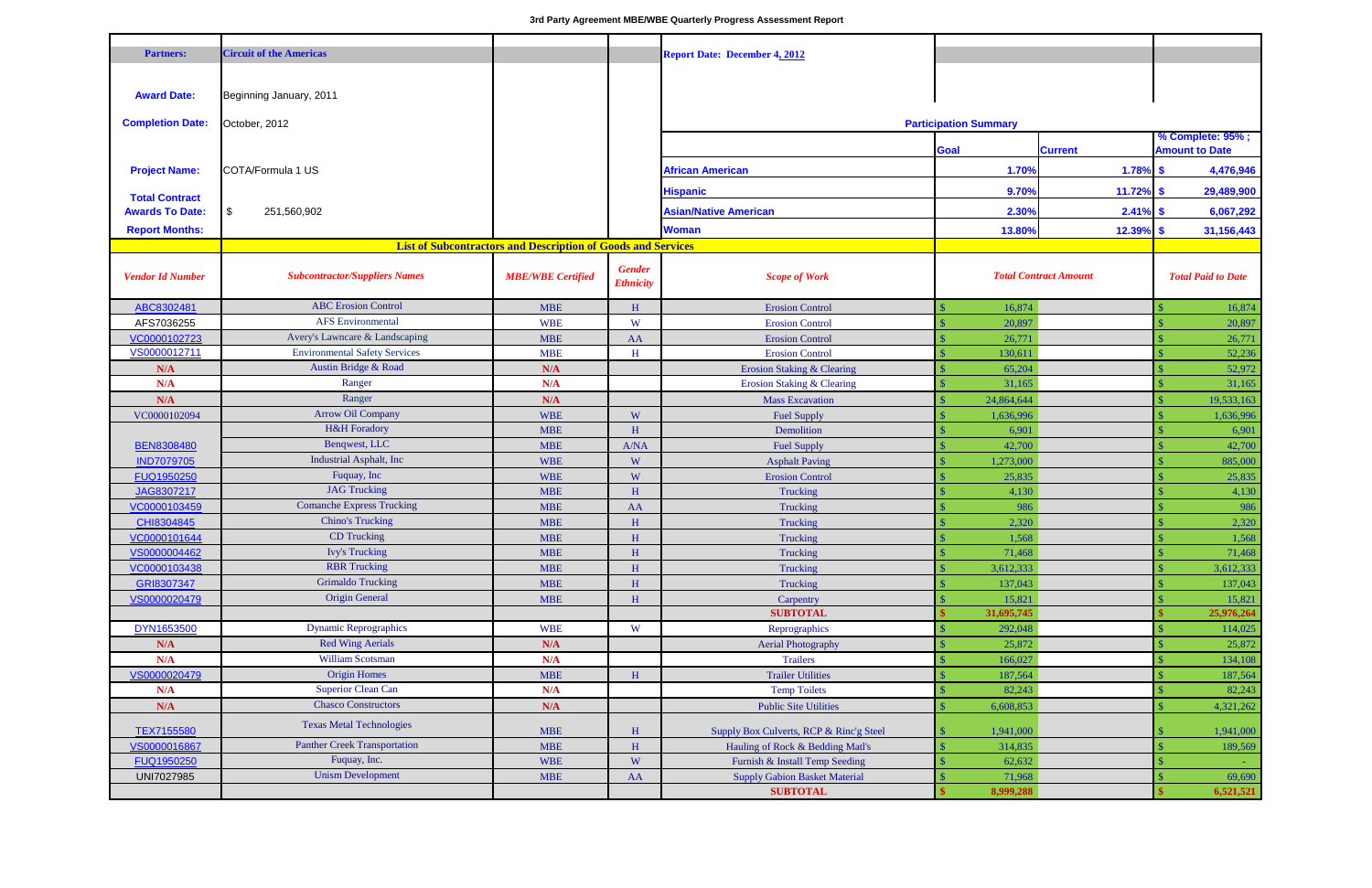# 3rd Party Agreement MBE/WBE Quarterly Progress Assessment Report

| | | | | | | | |
|---|---|---|---|---|---|---|---|
| **Partners:** | **Circuit of the Americas** | | | **Report Date: December 4, 2012** | | | |
| **Award Date:** | Beginning January, 2011 | | | | | | |
| **Completion Date:** | October, 2012 | | | **Participation Summary** | | | |
| | | | | | **Goal** | **Current** | **% Complete: 95% ; Amount to Date** |
| **Project Name:** | COTA/Formula 1 US | | | **African American** | **1.70%** | **1.78%** | **$ 4,476,946** |
| **Total Contract Awards To Date:** | $ 251,560,902 | | | **Hispanic** | **9.70%** | **11.72%** | **$ 29,489,900** |
| | | | | **Asian/Native American** | **2.30%** | **2.41%** | **$ 6,067,292** |
| **Report Months:** | | | | **Woman** | **13.80%** | **12.39%** | **$ 31,156,443** |

**List of Subcontractors and Description of Goods and Services**

| *Vendor Id Number* | *Subcontractor/Suppliers Names* | *MBE/WBE Certified* | *Gender Ethnicity* | *Scope of Work* | *Total Contract Amount* | *Total Paid to Date* |
|---|---|---|---|---|---|---|
| ABC8302481 | ABC Erosion Control | MBE | H | Erosion Control | $ 16,874 | $ 16,874 |
| AFS7036255 | AFS Environmental | WBE | W | Erosion Control | $ 20,897 | $ 20,897 |
| VC0000102723 | Avery's Lawncare & Landscaping | MBE | AA | Erosion Control | $ 26,771 | $ 26,771 |
| VS0000012711 | Environmental Safety Services | MBE | H | Erosion Control | $ 130,611 | $ 52,236 |
| N/A | Austin Bridge & Road | N/A | | Erosion Staking & Clearing | $ 65,204 | $ 52,972 |
| N/A | Ranger | N/A | | Erosion Staking & Clearing | $ 31,165 | $ 31,165 |
| N/A | Ranger | N/A | | Mass Excavation | $ 24,864,644 | $ 19,533,163 |
| VC0000102094 | Arrow Oil Company | WBE | W | Fuel Supply | $ 1,636,996 | $ 1,636,996 |
| | H&H Foradory | MBE | H | Demolition | $ 6,901 | $ 6,901 |
| BEN8308480 | Benqwest, LLC | MBE | A/NA | Fuel Supply | $ 42,700 | $ 42,700 |
| IND7079705 | Industrial Asphalt, Inc | WBE | W | Asphalt Paving | $ 1,273,000 | $ 885,000 |
| FUQ1950250 | Fuquay, Inc | WBE | W | Erosion Control | $ 25,835 | $ 25,835 |
| JAG8307217 | JAG Trucking | MBE | H | Trucking | $ 4,130 | $ 4,130 |
| VC0000103459 | Comanche Express Trucking | MBE | AA | Trucking | $ 986 | $ 986 |
| CHI8304845 | Chino's Trucking | MBE | H | Trucking | $ 2,320 | $ 2,320 |
| VC0000101644 | CD Trucking | MBE | H | Trucking | $ 1,568 | $ 1,568 |
| VS0000004462 | Ivy's Trucking | MBE | H | Trucking | $ 71,468 | $ 71,468 |
| VC0000103438 | RBR Trucking | MBE | H | Trucking | $ 3,612,333 | $ 3,612,333 |
| GRI8307347 | Grimaldo Trucking | MBE | H | Trucking | $ 137,043 | $ 137,043 |
| VS0000020479 | Origin General | MBE | H | Carpentry | $ 15,821 | $ 15,821 |
| | | | | **SUBTOTAL** | **$ 31,695,745** | **$ 25,976,264** |
| DYN1653500 | Dynamic Reprographics | WBE | W | Reprographics | $ 292,048 | $ 114,025 |
| N/A | Red Wing Aerials | N/A | | Aerial Photography | $ 25,872 | $ 25,872 |
| N/A | William Scotsman | N/A | | Trailers | $ 166,027 | $ 134,108 |
| VS0000020479 | Origin Homes | MBE | H | Trailer Utilities | $ 187,564 | $ 187,564 |
| N/A | Superior Clean Can | N/A | | Temp Toilets | $ 82,243 | $ 82,243 |
| N/A | Chasco Constructors | N/A | | Public Site Utilities | $ 6,608,853 | $ 4,321,262 |
| TEX7155580 | Texas Metal Technologies | MBE | H | Supply Box Culverts, RCP & Rinc'g Steel | $ 1,941,000 | $ 1,941,000 |
| VS0000016867 | Panther Creek Transportation | MBE | H | Hauling of Rock & Bedding Mat'l's | $ 314,835 | $ 189,569 |
| FUQ1950250 | Fuquay, Inc. | WBE | W | Furnish & Install Temp Seeding | $ 62,632 | $ - |
| UNI7027985 | Unism Development | MBE | AA | Supply Gabion Basket Material | $ 71,968 | $ 69,690 |
| | | | | **SUBTOTAL** | **$ 8,999,288** | **$ 6,521,521** |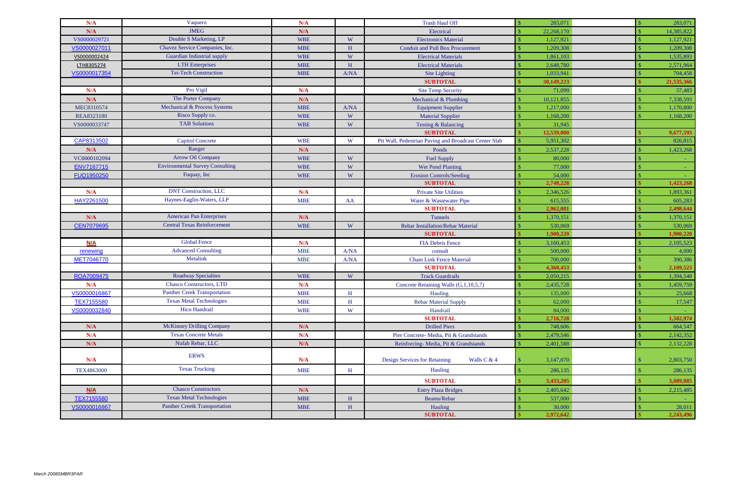| | | | | | | | | |
|---|---|---|---|---|---|---|---|---|
| N/A | Vaquero | N/A | | Trash Haul Off | $ | 283,071 | $ | 283,071 |
| N/A | JMEG | N/A | | Electrical | $ | 22,268,170 | $ | 14,385,822 |
| VS0000029721 | Double S Marketing, LP | WBE | W | Electronics Material | $ | 1,127,921 | $ | 1,127,921 |
| VS0000027011 | Chavez Service Companies, Inc. | MBE | H | Conduit and Pull Box Procurement | $ | 1,209,308 | $ | 1,209,308 |
| VS0000002424 | Guardian Industrial supply | WBE | W | Electrical Materials | $ | 1,861,103 | $ | 1,535,893 |
| LTH8305274 | LTH Enterprises | MBE | H | Electrical Materials | $ | 2,648,780 | $ | 2,571,964 |
| VS0000017354 | Tei-Tech Construction | MBE | A/NA | Site Lighting | $ | 1,033,941 | $ | 704,458 |
| | | | | **SUBTOTAL** | $ | **30,149,223** | $ | **21,535,366** |
| N/A | Pro Vigil | N/A | | Site Temp Security | $ | 71,099 | $ | 57,483 |
| N/A | The Porter Company | N/A | | Mechanical & Plumbing | $ | 10,121,855 | $ | 7,338,593 |
| MEC8310574 | Mechanical & Process Systems | MBE | A/NA | Equipment Supplier | $ | 1,217,000 | $ | 1,170,800 |
| REA8323180 | Risco Supply co. | WBE | W | Material Supplier | $ | 1,168,200 | $ | 1,168,200 |
| VS0000033747 | TAB Solutions | WBE | W | Testing & Balancing | $ | 31,945 | | |
| | | | | **SUBTOTAL** | $ | **12,539,000** | $ | **9,677,593** |
| CAP8313502 | Capitol Concrete | WBE | W | Pit Wall, Pedestrian Paving and Broadcast Center Slab | $ | 5,951,302 | $ | 826,815 |
| N/A | Ranger | N/A | | Ponds | $ | 2,537,228 | $ | 1,423,268 |
| VC0000102094 | Arrow Oil Company | WBE | W | Fuel Supply | $ | 80,000 | $ | - |
| ENV7167715 | Environmental Survey Consulting | WBE | W | Wet Pond Planting | $ | 77,000 | $ | - |
| FUQ1950250 | Fuquay, Inc | WBE | W | Erosion Controls/Seeding | $ | 54,000 | $ | - |
| | | | | **SUBTOTAL** | $ | **2,748,228** | $ | **1,423,268** |
| N/A | DNT Construction, LLC | N/A | | Private Site Utilities | $ | 2,346,526 | $ | 1,893,361 |
| HAY2261500 | Haynes-Eaglin-Waters, LLP | MBE | AA | Water & Wastewater Pipe | $ | 615,555 | $ | 605,283 |
| | | | | **SUBTOTAL** | $ | **2,962,081** | $ | **2,498,644** |
| N/A | American Pan Enterprises | N/A | | Tunnels | $ | 1,370,151 | $ | 1,370,151 |
| CEN7079695 | Central Texas Reinforcement | WBE | W | Rebar Installation/Rebar Material | $ | 530,069 | $ | 530,069 |
| | | | | **SUBTOTAL** | $ | **1,900,220** | $ | **1,900,220** |
| N/A | Global Fence | N/A | | FIA Debris Fence | $ | 3,160,453 | $ | 2,105,523 |
| renewing | Advanced Consulting | MBE | A/NA | consult | $ | 500,000 | $ | 4,000 |
| MET7046770 | Metalink | MBE | A/NA | Chain Link Fence Material | $ | 700,000 | $ | 390,386 |
| | | | | **SUBTOTAL** | $ | **4,360,453** | $ | **2,109,523** |
| ROA7009475 | Roadway Specialties | WBE | W | Track Guardrails | $ | 2,050,215 | $ | 1,394,548 |
| N/A | Chasco Constructors, LTD | N/A | | Concrete Retaining Walls (G,1,10,5,7) | $ | 2,435,728 | $ | 1,459,759 |
| VS0000016867 | Panther Creek Transportation | MBE | H | Hauling | $ | 135,000 | $ | 25,668 |
| TEX7155580 | Texas Metal Technologies | MBE | H | Rebar Material Supply | $ | 62,000 | $ | 17,547 |
| VS0000032840 | Hico Handrail | WBE | W | Handrail | $ | 84,000 | $ | - |
| | | | | **SUBTOTAL** | $ | **2,716,728** | $ | **1,502,974** |
| N/A | McKinney Drilling Company | N/A | | Drilled Piers | $ | 748,606 | $ | 664,547 |
| N/A | Texas Concrete Metals | N/A | | Pier Concrete- Media, Pit & Grandstands | $ | 2,479,546 | $ | 2,142,352 |
| N/A | Nufab Rebar, LLC | N/A | | Reinforcing- Media, Pit & Grandstands | $ | 2,401,588 | $ | 2,132,228 |
| N/A | ERWS | N/A | | Design Services for Retaining Walls C & 4 | $ | 3,147,070 | $ | 2,803,750 |
| TEX4863000 | Texas Trucking | MBE | H | Hauling | $ | 286,135 | $ | 286,135 |
| | | | | **SUBTOTAL** | $ | **3,433,205** | $ | **3,089,885** |
| N/A | Chasco Constructors | N/A | | Entry Plaza Bridges | $ | 2,405,642 | $ | 2,215,485 |
| TEX7155580 | Texas Metal Technologies | MBE | H | Beams/Rebar | $ | 537,000 | $ | - |
| VS0000016867 | Panther Creetk Transportation | MBE | H | Hauling | $ | 30,000 | $ | 28,011 |
| | | | | **SUBTOTAL** | $ | **2,972,642** | $ | **2,243,496** |

*March 2008SMBR3PAR*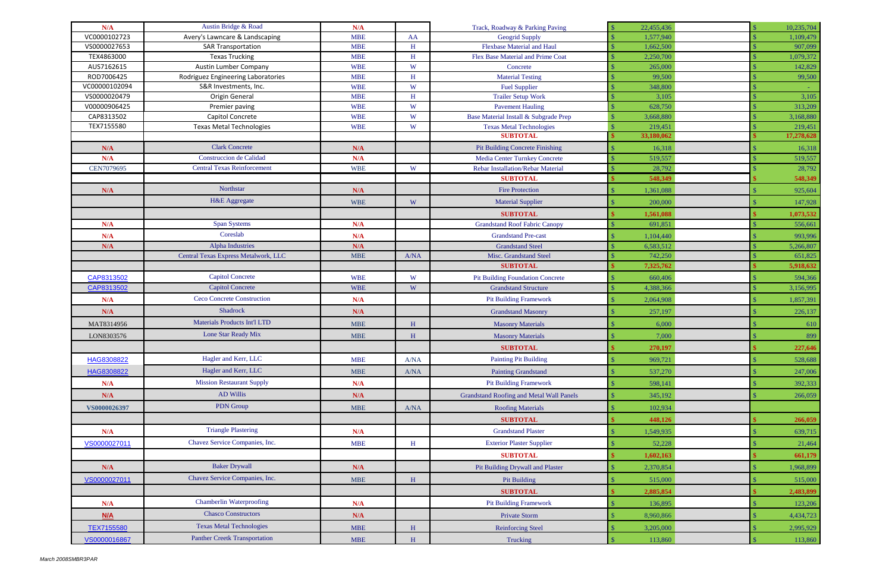| | | | | | | |
|---|---|---|---|---|---|---|
| N/A | Austin Bridge & Road | N/A | | Track, Roadway & Parking Paving | $ 22,455,436 | $ 10,235,704 |
| VC0000102723 | Avery's Lawncare & Landscaping | MBE | AA | Geogrid Supply | $ 1,577,940 | $ 1,109,479 |
| VS0000027653 | SAR Transportation | MBE | H | Flexbase Material and Haul | $ 1,662,500 | $ 907,099 |
| TEX4863000 | Texas Trucking | MBE | H | Flex Base Material and Prime Coat | $ 2,250,700 | $ 1,079,372 |
| AUS7162615 | Austin Lumber Company | WBE | W | Concrete | $ 265,000 | $ 142,829 |
| ROD7006425 | Rodriguez Engineering Laboratories | MBE | H | Material Testing | $ 99,500 | $ 99,500 |
| VC00000102094 | S&R Investments, Inc. | WBE | W | Fuel Supplier | $ 348,800 | $ - |
| VS0000020479 | Origin General | MBE | H | Trailer Setup Work | $ 3,105 | $ 3,105 |
| V00000906425 | Premier paving | WBE | W | Pavement Hauling | $ 628,750 | $ 313,209 |
| CAP8313502 | Capitol Concrete | WBE | W | Base Material Install & Subgrade Prep | $ 3,668,880 | $ 3,168,880 |
| TEX7155580 | Texas Metal Technologies | WBE | W | Texas Metal Technologies | $ 219,451 | $ 219,451 |
| | | | | SUBTOTAL | $ 33,180,062 | $ 17,278,628 |
| N/A | Clark Concrete | N/A | | Pit Building Concrete Finishing | $ 16,318 | $ 16,318 |
| N/A | Construccion de Calidad | N/A | | Media Center Turnkey Concrete | $ 519,557 | $ 519,557 |
| CEN7079695 | Central Texas Reinforcement | WBE | W | Rebar Installation/Rebar Material | $ 28,792 | $ 28,792 |
| | | | | SUBTOTAL | $ 548,349 | $ 548,349 |
| N/A | Northstar | N/A | | Fire Protection | $ 1,361,088 | $ 925,604 |
| | H&E Aggregate | WBE | W | Material Supplier | $ 200,000 | $ 147,928 |
| | | | | SUBTOTAL | $ 1,561,088 | $ 1,073,532 |
| N/A | Span Systems | N/A | | Grandstand Roof Fabric Canopy | $ 691,851 | $ 556,661 |
| N/A | Coreslab | N/A | | Grandstand Pre-cast | $ 1,104,440 | $ 993,996 |
| N/A | Alpha Industries | N/A | | Grandstand Steel | $ 6,583,512 | $ 5,266,807 |
| | Central Texas Express Metalwork, LLC | MBE | A/NA | Misc. Grandstand Steel | $ 742,250 | $ 651,825 |
| | | | | SUBTOTAL | $ 7,325,762 | $ 5,918,632 |
| CAP8313502 | Capitol Concrete | WBE | W | Pit Building Foundation Concrete | $ 660,406 | $ 594,366 |
| CAP8313502 | Capitol Concrete | WBE | W | Grandstand Structure | $ 4,388,366 | $ 3,156,995 |
| N/A | Ceco Concrete Construction | N/A | | Pit Building Framework | $ 2,064,908 | $ 1,857,391 |
| N/A | Shadrock | N/A | | Grandstand Masonry | $ 257,197 | $ 226,137 |
| MAT8314956 | Materials Products Int'l LTD | MBE | H | Masonry Materials | $ 6,000 | $ 610 |
| LON8303576 | Lone Star Ready Mix | MBE | H | Masonry Materials | $ 7,000 | $ 899 |
| | | | | SUBTOTAL | $ 270,197 | $ 227,646 |
| HAG8308822 | Hagler and Kerr, LLC | MBE | A/NA | Painting Pit Building | $ 969,721 | $ 528,688 |
| HAG8308822 | Hagler and Kerr, LLC | MBE | A/NA | Painting Grandstand | $ 537,270 | $ 247,006 |
| N/A | Mission Restaurant Supply | N/A | | Pit Building Framework | $ 598,141 | $ 392,333 |
| N/A | AD Willis | N/A | | Grandstand Roofing and Metal Wall Panels | $ 345,192 | $ 266,059 |
| VS0000026397 | PDN Group | MBE | A/NA | Roofing Materials | $ 102,934 | |
| | | | | SUBTOTAL | $ 448,126 | $ 266,059 |
| N/A | Triangle Plastering | N/A | | Grandstand Plaster | $ 1,549,935 | $ 639,715 |
| VS0000027011 | Chavez Service Companies, Inc. | MBE | H | Exterior Plaster Supplier | $ 52,228 | $ 21,464 |
| | | | | SUBTOTAL | $ 1,602,163 | $ 661,179 |
| N/A | Baker Drywall | N/A | | Pit Building Drywall and Plaster | $ 2,370,854 | $ 1,968,899 |
| VS0000027011 | Chavez Service Companies, Inc. | MBE | H | Pit Building | $ 515,000 | $ 515,000 |
| | | | | SUBTOTAL | $ 2,885,854 | $ 2,483,899 |
| N/A | Chamberlin Waterproofing | N/A | | Pit Building Framework | $ 136,895 | $ 123,206 |
| N/A | Chasco Constructors | N/A | | Private Storm | $ 8,960,866 | $ 4,434,723 |
| TEX7155580 | Texas Metal Technologies | MBE | H | Reinforcing Steel | $ 3,205,000 | $ 2,995,929 |
| VS0000016867 | Panther Creetk Transportation | MBE | H | Trucking | $ 113,860 | $ 113,860 |

*March 2008SMBR3PAR*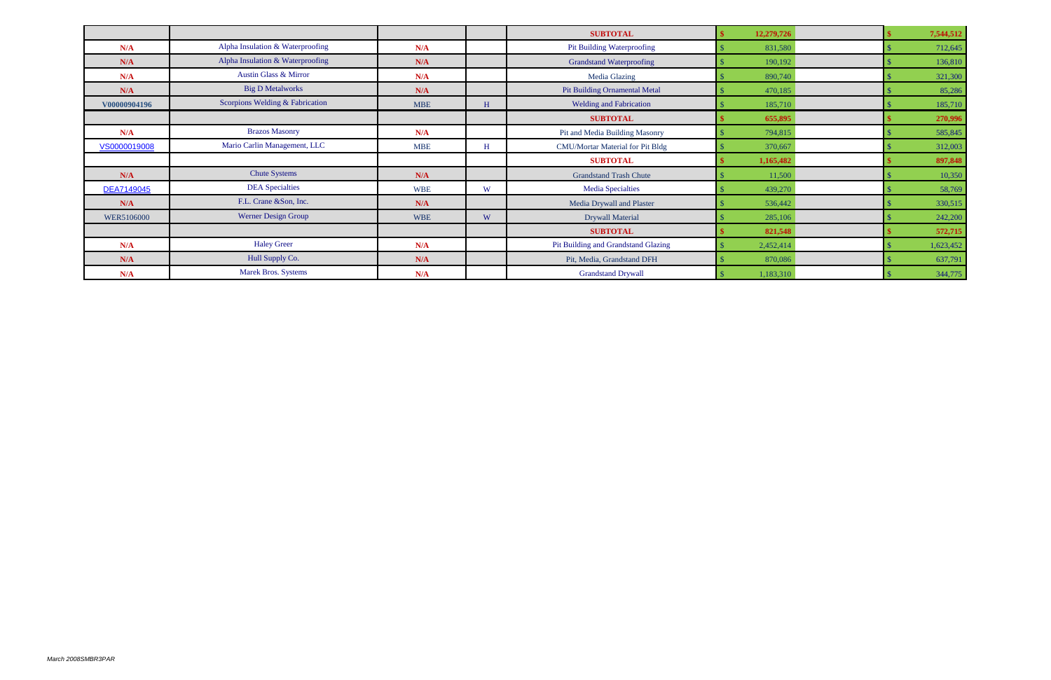| | | | | | | | | |
|---|---|---|---|---|---|---|---|---|
| | | | | **SUBTOTAL** | **$** | **12,279,726** | **$** | **7,544,512** |
| N/A | Alpha Insulation & Waterproofing | N/A | | Pit Building Waterproofing | $ | 831,580 | $ | 712,645 |
| N/A | Alpha Insulation & Waterproofing | N/A | | Grandstand Waterproofing | $ | 190,192 | $ | 136,810 |
| N/A | Austin Glass & Mirror | N/A | | Media Glazing | $ | 890,740 | $ | 321,300 |
| N/A | Big D Metalworks | N/A | | Pit Building Ornamental Metal | $ | 470,185 | $ | 85,286 |
| V00000904196 | Scorpions Welding & Fabrication | MBE | H | Welding and Fabrication | $ | 185,710 | $ | 185,710 |
| | | | | **SUBTOTAL** | **$** | **655,895** | **$** | **270,996** |
| N/A | Brazos Masonry | N/A | | Pit and Media Building Masonry | $ | 794,815 | $ | 585,845 |
| VS0000019008 | Mario Carlin Management, LLC | MBE | H | CMU/Mortar Material for Pit Bldg | $ | 370,667 | $ | 312,003 |
| | | | | **SUBTOTAL** | **$** | **1,165,482** | **$** | **897,848** |
| N/A | Chute Systems | N/A | | Grandstand Trash Chute | $ | 11,500 | $ | 10,350 |
| DEA7149045 | DEA Specialties | WBE | W | Media Specialties | $ | 439,270 | $ | 58,769 |
| N/A | F.L. Crane &Son, Inc. | N/A | | Media Drywall and Plaster | $ | 536,442 | $ | 330,515 |
| WER5106000 | Werner Design Group | WBE | W | Drywall Material | $ | 285,106 | $ | 242,200 |
| | | | | **SUBTOTAL** | **$** | **821,548** | **$** | **572,715** |
| N/A | Haley Greer | N/A | | Pit Building and Grandstand Glazing | $ | 2,452,414 | $ | 1,623,452 |
| N/A | Hull Supply Co. | N/A | | Pit, Media, Grandstand DFH | $ | 870,086 | $ | 637,791 |
| N/A | Marek Bros. Systems | N/A | | Grandstand Drywall | $ | 1,183,310 | $ | 344,775 |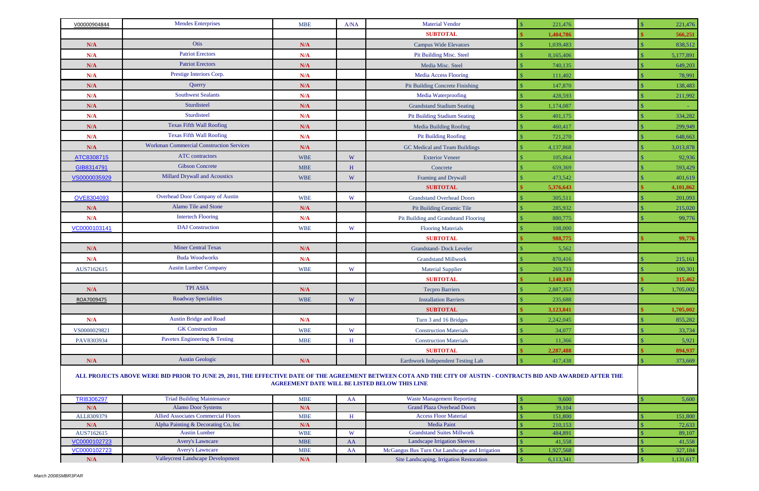| | | | | | | |
|---|---|---|---|---|---|---|
| V00000904844 | Mendes Enterprises | MBE | A/NA | Material Vendor | $ 221,476 | $ 221,476 |
| | | | | **SUBTOTAL** | **$ 1,404,786** | **$ 566,251** |
| **N/A** | Otis | **N/A** | | Campus Wide Elevators | $ 1,039,483 | $ 838,512 |
| **N/A** | Patriot Erectors | **N/A** | | Pit Building Misc. Steel | $ 8,165,406 | $ 5,177,891 |
| **N/A** | Patriot Erectors | **N/A** | | Media Misc. Steel | $ 740,135 | $ 649,203 |
| **N/A** | Prestige Interiors Corp. | **N/A** | | Media Access Flooring | $ 111,402 | $ 78,991 |
| **N/A** | Querry | **N/A** | | Pit Building Concrete Finishing | $ 147,870 | $ 138,483 |
| **N/A** | Southwest Sealants | **N/A** | | Media Waterproofing | $ 428,593 | $ 211,992 |
| **N/A** | Sturdisteel | **N/A** | | Grandstand Stadium Seating | $ 1,174,087 | $ - |
| **N/A** | Sturdisteel | **N/A** | | Pit Building Stadium Seating | $ 401,175 | $ 334,282 |
| **N/A** | Texas Fifth Wall Roofing | **N/A** | | Media Building Roofing | $ 460,417 | $ 299,949 |
| **N/A** | Texas Fifth Wall Roofing | **N/A** | | Pit Building Roofing | $ 721,270 | $ 648,663 |
| **N/A** | Workman Commercial Construction Services | **N/A** | | GC Medical and Team Buildings | $ 4,137,868 | $ 3,013,878 |
| ATC8308715 | ATC contractors | WBE | W | Exterior Veneer | $ 105,864 | $ 92,936 |
| GIB8314791 | Gibson Concrete | MBE | H | Concrete | $ 659,369 | $ 593,429 |
| VS0000035929 | Millard Drywall and Acoustics | WBE | W | Framing and Drywall | $ 473,542 | $ 401,619 |
| | | | | **SUBTOTAL** | **$ 5,376,643** | **$ 4,101,862** |
| OVE8304093 | Overhead Door Company of Austin | WBE | W | Grandstand Overhead Doors | $ 305,511 | $ 201,093 |
| **N/A** | Alamo Tile and Stone | **N/A** | | Pit Building Ceramic Tile | $ 285,932 | $ 215,020 |
| **N/A** | Intertech Flooring | **N/A** | | Pit Building and Grandstand Flooring | $ 880,775 | $ 99,776 |
| VC0000103141 | DAJ Construction | WBE | W | Flooring Materials | $ 108,000 | |
| | | | | **SUBTOTAL** | **$ 988,775** | **$ 99,776** |
| **N/A** | Miner Central Texas | **N/A** | | Grandstand- Dock Leveler | $ 5,562 | |
| **N/A** | Buda Woodworks | **N/A** | | Grandstand Millwork | $ 870,416 | $ 215,161 |
| AUS7162615 | Austin Lumber Company | WBE | W | Material Supplier | $ 269,733 | $ 100,301 |
| | | | | **SUBTOTAL** | **$ 1,140,149** | **$ 315,462** |
| **N/A** | TPI ASIA | **N/A** | | Tecpro Barriers | $ 2,887,353 | $ 1,705,002 |
| ROA7009475 | Roadway Specialities | WBE | W | Installation Barriers | $ 235,688 | |
| | | | | **SUBTOTAL** | **$ 3,123,041** | **$ 1,705,002** |
| **N/A** | Austin Bridge and Road | **N/A** | | Turn 3 and 16 Bridges | $ 2,242,045 | $ 855,282 |
| VS0000029821 | GK Construction | WBE | W | Construction Materials | $ 34,077 | $ 33,734 |
| PAV8303934 | Pavetex Engineering & Testing | MBE | H | Construction Materials | $ 11,366 | $ 5,921 |
| | | | | **SUBTOTAL** | **$ 2,287,488** | **$ 894,937** |
| **N/A** | Austin Geologic | **N/A** | | Earthwork Independent Testing Lab | $ 417,438 | $ 373,669 |

**ALL PROJECTS ABOVE WERE BID PRIOR TO JUNE 29, 2011, THE EFFECTIVE DATE OF THE AGREEMENT BETWEEN COTA AND THE CITY OF AUSTIN - CONTRACTS BID AND AWARDED AFTER THE AGREEMENT DATE WILL BE LISTED BELOW THIS LINE**

| | | | | | | |
|---|---|---|---|---|---|---|
| TRI8306297 | Triad Building Maintenance | MBE | AA | Waste Management Reporting | $ 9,600 | $ 5,600 |
| **N/A** | Alamo Door Systems | **N/A** | | Grand Plaza Overhead Doors | $ 39,104 | |
| ALL8309379 | Allied Associates Commercial Floors | MBE | H | Access Floor Material | $ 151,800 | $ 151,800 |
| **N/A** | Alpha Painting & Decorating Co, Inc | **N/A** | | Media Paint | $ 210,153 | $ 72,633 |
| AUS7162615 | Austin Lumber | WBE | W | Grandstand Suites Millwork | $ 484,891 | $ 89,107 |
| VC0000102723 | Avery's Lawncare | MBE | AA | Landscape Irrigation Sleeves | $ 41,558 | $ 41,558 |
| VC0000102723 | Avery's Lawncare | MBE | AA | McGangus Bus Turn Out Landscape and Irrigation | $ 1,927,568 | $ 327,184 |
| **N/A** | Valleycrest Landscape Development | **N/A** | | Site Landscaping, Irrigation Restoration | $ 6,113,341 | $ 1,131,617 |

*March 2008SMBR3PAR*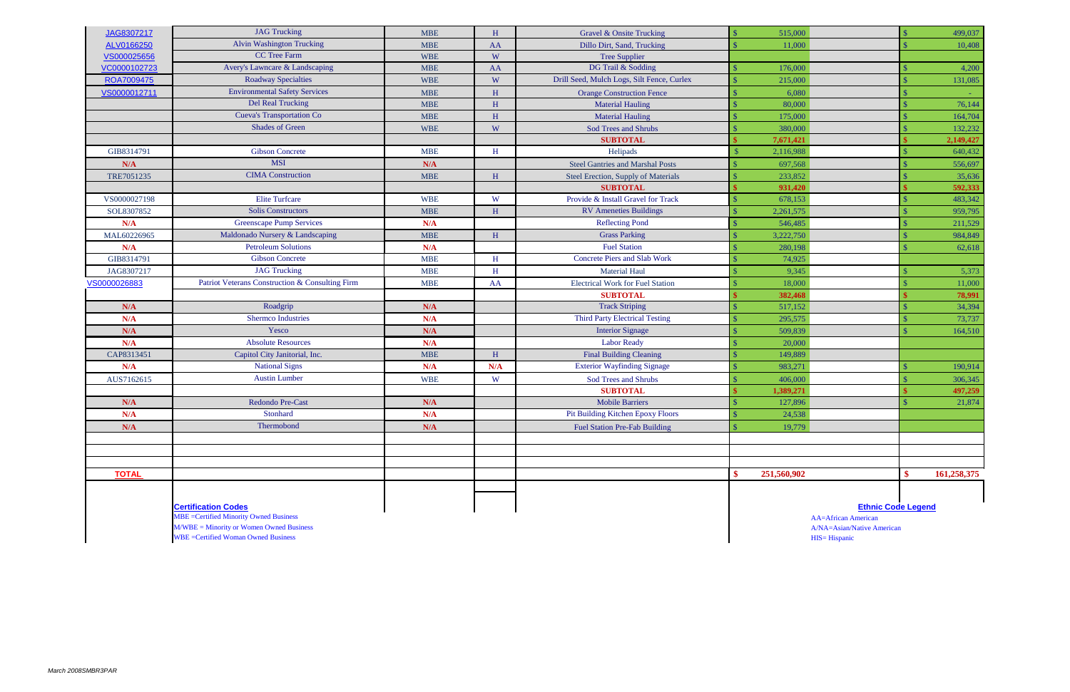| | | | | | | |
|---|---|---|---|---|---|---|
| JAG8307217 | JAG Trucking | MBE | H | Gravel & Onsite Trucking | $ 515,000 | $ 499,037 |
| ALV0166250 | Alvin Washington Trucking | MBE | AA | Dillo Dirt, Sand, Trucking | $ 11,000 | $ 10,408 |
| VS000025656 | CC Tree Farm | WBE | W | Tree Supplier | | |
| VC0000102723 | Avery's Lawncare & Landscaping | MBE | AA | DG Trail & Sodding | $ 176,000 | $ 4,200 |
| ROA7009475 | Roadway Specialties | WBE | W | Drill Seed, Mulch Logs, Silt Fence, Curlex | $ 215,000 | $ 131,085 |
| VS0000012711 | Environmental Safety Services | MBE | H | Orange Construction Fence | $ 6,080 | $ - |
| | Del Real Trucking | MBE | H | Material Hauling | $ 80,000 | $ 76,144 |
| | Cueva's Transportation Co | MBE | H | Material Hauling | $ 175,000 | $ 164,704 |
| | Shades of Green | WBE | W | Sod Trees and Shrubs | $ 380,000 | $ 132,232 |
| | | | | **SUBTOTAL** | **$ 7,671,421** | **$ 2,149,427** |
| GIB8314791 | Gibson Concrete | MBE | H | Helipads | $ 2,116,988 | $ 640,432 |
| N/A | MSI | N/A | | Steel Gantries and Marshal Posts | $ 697,568 | $ 556,697 |
| TRE7051235 | CIMA Construction | MBE | H | Steel Erection, Supply of Materials | $ 233,852 | $ 35,636 |
| | | | | **SUBTOTAL** | **$ 931,420** | **$ 592,333** |
| VS0000027198 | Elite Turfcare | WBE | W | Provide & Install Gravel for Track | $ 678,153 | $ 483,342 |
| SOL8307852 | Solis Constructors | MBE | H | RV Ameneties Buildings | $ 2,261,575 | $ 959,795 |
| N/A | Greenscape Pump Services | N/A | | Reflecting Pond | $ 546,485 | $ 211,529 |
| MAL60226965 | Maldonado Nursery & Landscaping | MBE | H | Grass Parking | $ 3,222,750 | $ 984,849 |
| N/A | Petroleum Solutions | N/A | | Fuel Station | $ 280,198 | $ 62,618 |
| GIB8314791 | Gibson Concrete | MBE | H | Concrete Piers and Slab Work | $ 74,925 | |
| JAG8307217 | JAG Trucking | MBE | H | Material Haul | $ 9,345 | $ 5,373 |
| VS0000026883 | Patriot Veterans Construction & Consulting Firm | MBE | AA | Electrical Work for Fuel Station | $ 18,000 | $ 11,000 |
| | | | | **SUBTOTAL** | **$ 382,468** | **$ 78,991** |
| N/A | Roadgrip | N/A | | Track Striping | $ 517,152 | $ 34,394 |
| N/A | Shermco Industries | N/A | | Third Party Electrical Testing | $ 295,575 | $ 73,737 |
| N/A | Yesco | N/A | | Interior Signage | $ 509,839 | $ 164,510 |
| N/A | Absolute Resources | N/A | | Labor Ready | $ 20,000 | |
| CAP8313451 | Capitol City Janitorial, Inc. | MBE | H | Final Building Cleaning | $ 149,889 | |
| N/A | National Signs | N/A | N/A | Exterior Wayfinding Signage | $ 983,271 | $ 190,914 |
| AUS7162615 | Austin Lumber | WBE | W | Sod Trees and Shrubs | $ 406,000 | $ 306,345 |
| | | | | **SUBTOTAL** | **$ 1,389,271** | **$ 497,259** |
| N/A | Redondo Pre-Cast | N/A | | Mobile Barriers | $ 127,896 | $ 21,874 |
| N/A | Stonhard | N/A | | Pit Building Kitchen Epoxy Floors | $ 24,538 | |
| N/A | Thermobond | N/A | | Fuel Station Pre-Fab Building | $ 19,779 | |
| | | | | | | |
| **TOTAL** | | | | | **$ 251,560,902** | **$ 161,258,375** |

**Certification Codes**

MBE =Certified Minority Owned Business

M/WBE = Minority or Women Owned Business

WBE =Certified Woman Owned Business

**Ethnic Code Legend**

AA=African American

A/NA=Asian/Native American

HIS= Hispanic

March 2008SMBR3PAR